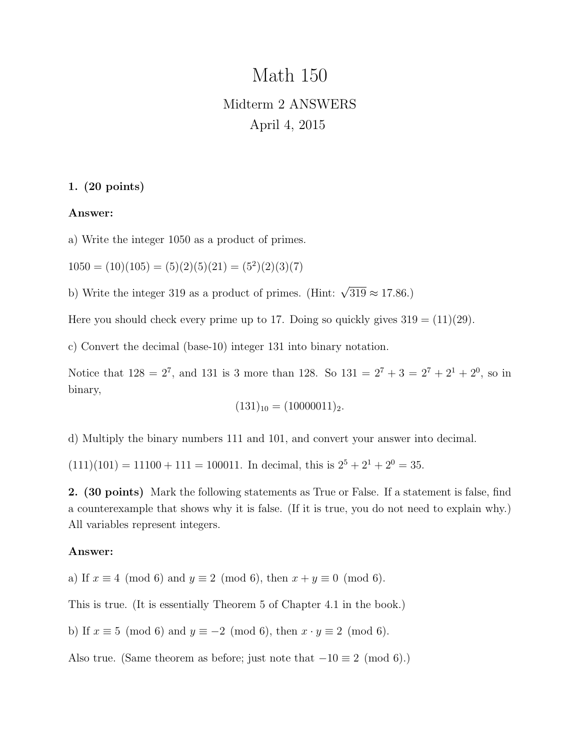# Math 150

## Midterm 2 ANSWERS

April 4, 2015

**1. (20 points)**

**Answer:**

a) Write the integer 1050 as a product of primes.

$1050 = (10)(105) = (5)(2)(5)(21) = (5^2)(2)(3)(7)$

b) Write the integer 319 as a product of primes. (Hint: $\sqrt{319} \approx 17.86$.)

Here you should check every prime up to 17. Doing so quickly gives $319 = (11)(29)$.

c) Convert the decimal (base-10) integer 131 into binary notation.

Notice that $128 = 2^7$, and 131 is 3 more than 128. So $131 = 2^7 + 3 = 2^7 + 2^1 + 2^0$, so in binary,

$$(131)_{10} = (10000011)_2.$$

d) Multiply the binary numbers 111 and 101, and convert your answer into decimal.

$(111)(101) = 11100 + 111 = 100011$. In decimal, this is $2^5 + 2^1 + 2^0 = 35$.

**2. (30 points)** Mark the following statements as True or False. If a statement is false, find a counterexample that shows why it is false. (If it is true, you do not need to explain why.) All variables represent integers.

**Answer:**

a) If $x \equiv 4 \pmod 6$ and $y \equiv 2 \pmod 6$, then $x + y \equiv 0 \pmod 6$.

This is true. (It is essentially Theorem 5 of Chapter 4.1 in the book.)

b) If $x \equiv 5 \pmod 6$ and $y \equiv -2 \pmod 6$, then $x \cdot y \equiv 2 \pmod 6$.

Also true. (Same theorem as before; just note that $-10 \equiv 2 \pmod 6$.)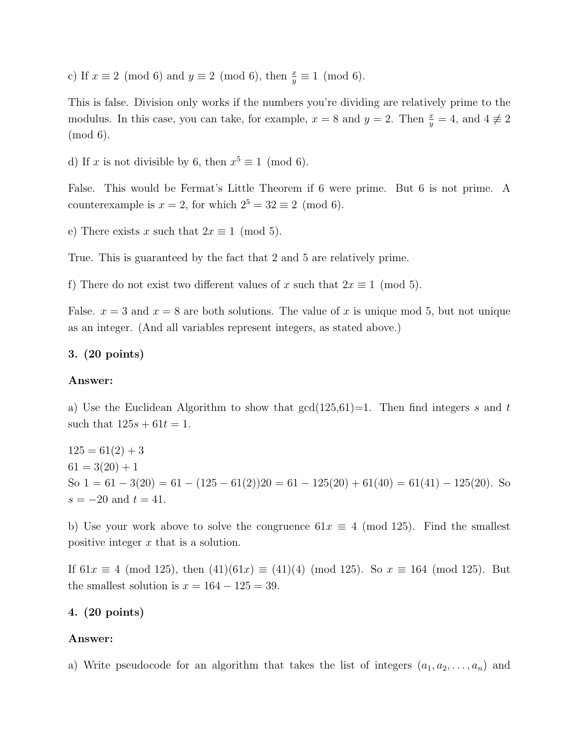c) If $x \equiv 2 \pmod 6$ and $y \equiv 2 \pmod 6$, then $\frac{x}{y} \equiv 1 \pmod 6$.

This is false. Division only works if the numbers you're dividing are relatively prime to the modulus. In this case, you can take, for example, $x = 8$ and $y = 2$. Then $\frac{x}{y} = 4$, and $4 \not\equiv 2 \pmod 6$.

d) If $x$ is not divisible by 6, then $x^5 \equiv 1 \pmod 6$.

False. This would be Fermat's Little Theorem if 6 were prime. But 6 is not prime. A counterexample is $x = 2$, for which $2^5 = 32 \equiv 2 \pmod 6$.

e) There exists $x$ such that $2x \equiv 1 \pmod 5$.

True. This is guaranteed by the fact that 2 and 5 are relatively prime.

f) There do not exist two different values of $x$ such that $2x \equiv 1 \pmod 5$.

False. $x = 3$ and $x = 8$ are both solutions. The value of $x$ is unique mod 5, but not unique as an integer. (And all variables represent integers, as stated above.)

**3. (20 points)**

**Answer:**

a) Use the Euclidean Algorithm to show that gcd(125,61)=1. Then find integers $s$ and $t$ such that $125s + 61t = 1$.

$125 = 61(2) + 3$
$61 = 3(20) + 1$
So $1 = 61 - 3(20) = 61 - (125 - 61(2))20 = 61 - 125(20) + 61(40) = 61(41) - 125(20)$. So $s = -20$ and $t = 41$.

b) Use your work above to solve the congruence $61x \equiv 4 \pmod{125}$. Find the smallest positive integer $x$ that is a solution.

If $61x \equiv 4 \pmod{125}$, then $(41)(61x) \equiv (41)(4) \pmod{125}$. So $x \equiv 164 \pmod{125}$. But the smallest solution is $x = 164 - 125 = 39$.

**4. (20 points)**

**Answer:**

a) Write pseudocode for an algorithm that takes the list of integers $(a_1, a_2, \ldots, a_n)$ and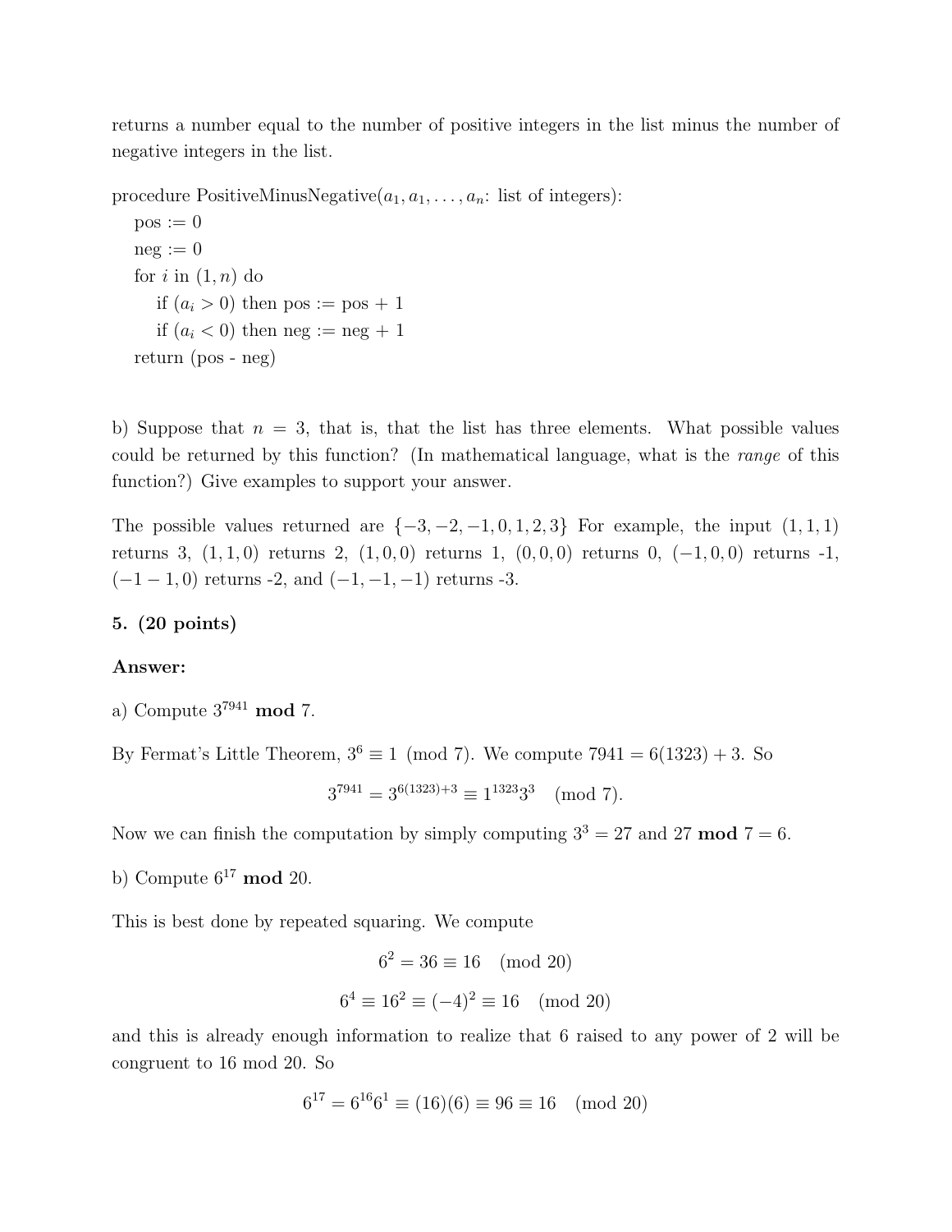returns a number equal to the number of positive integers in the list minus the number of negative integers in the list.

procedure PositiveMinusNegative($a_1, a_1, \ldots, a_n$: list of integers):
    pos := 0
    neg := 0
    for $i$ in $(1, n)$ do
        if $(a_i > 0)$ then pos := pos + 1
        if $(a_i < 0)$ then neg := neg + 1
    return (pos - neg)

b) Suppose that $n = 3$, that is, that the list has three elements. What possible values could be returned by this function? (In mathematical language, what is the *range* of this function?) Give examples to support your answer.

The possible values returned are $\{-3, -2, -1, 0, 1, 2, 3\}$ For example, the input $(1, 1, 1)$ returns 3, $(1, 1, 0)$ returns 2, $(1, 0, 0)$ returns 1, $(0, 0, 0)$ returns 0, $(-1, 0, 0)$ returns -1, $(-1 - 1, 0)$ returns -2, and $(-1, -1, -1)$ returns -3.

**5. (20 points)**

**Answer:**

a) Compute $3^{7941}$ **mod** 7.

By Fermat's Little Theorem, $3^6 \equiv 1 \pmod 7$. We compute $7941 = 6(1323) + 3$. So

$$3^{7941} = 3^{6(1323)+3} \equiv 1^{1323} 3^3 \pmod 7.$$

Now we can finish the computation by simply computing $3^3 = 27$ and $27$ **mod** $7 = 6$.

b) Compute $6^{17}$ **mod** 20.

This is best done by repeated squaring. We compute

$$6^2 = 36 \equiv 16 \pmod{20}$$

$$6^4 \equiv 16^2 \equiv (-4)^2 \equiv 16 \pmod{20}$$

and this is already enough information to realize that 6 raised to any power of 2 will be congruent to 16 mod 20. So

$$6^{17} = 6^{16} 6^1 \equiv (16)(6) \equiv 96 \equiv 16 \pmod{20}$$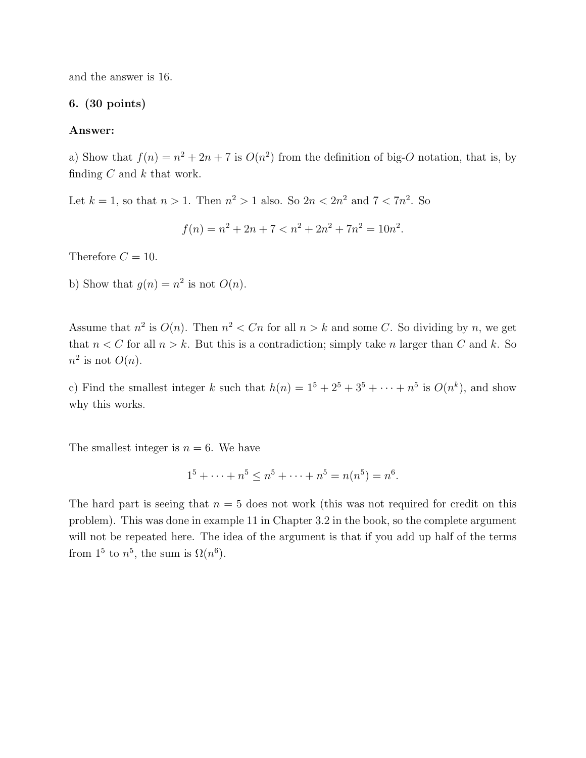and the answer is 16.

**6. (30 points)**

**Answer:**

a) Show that $f(n) = n^2 + 2n + 7$ is $O(n^2)$ from the definition of big-$O$ notation, that is, by finding $C$ and $k$ that work.

Let $k = 1$, so that $n > 1$. Then $n^2 > 1$ also. So $2n < 2n^2$ and $7 < 7n^2$. So

$$f(n) = n^2 + 2n + 7 < n^2 + 2n^2 + 7n^2 = 10n^2.$$

Therefore $C = 10$.

b) Show that $g(n) = n^2$ is not $O(n)$.

Assume that $n^2$ is $O(n)$. Then $n^2 < Cn$ for all $n > k$ and some $C$. So dividing by $n$, we get that $n < C$ for all $n > k$. But this is a contradiction; simply take $n$ larger than $C$ and $k$. So $n^2$ is not $O(n)$.

c) Find the smallest integer $k$ such that $h(n) = 1^5 + 2^5 + 3^5 + \cdots + n^5$ is $O(n^k)$, and show why this works.

The smallest integer is $n = 6$. We have

$$1^5 + \cdots + n^5 \leq n^5 + \cdots + n^5 = n(n^5) = n^6.$$

The hard part is seeing that $n = 5$ does not work (this was not required for credit on this problem). This was done in example 11 in Chapter 3.2 in the book, so the complete argument will not be repeated here. The idea of the argument is that if you add up half of the terms from $1^5$ to $n^5$, the sum is $\Omega(n^6)$.